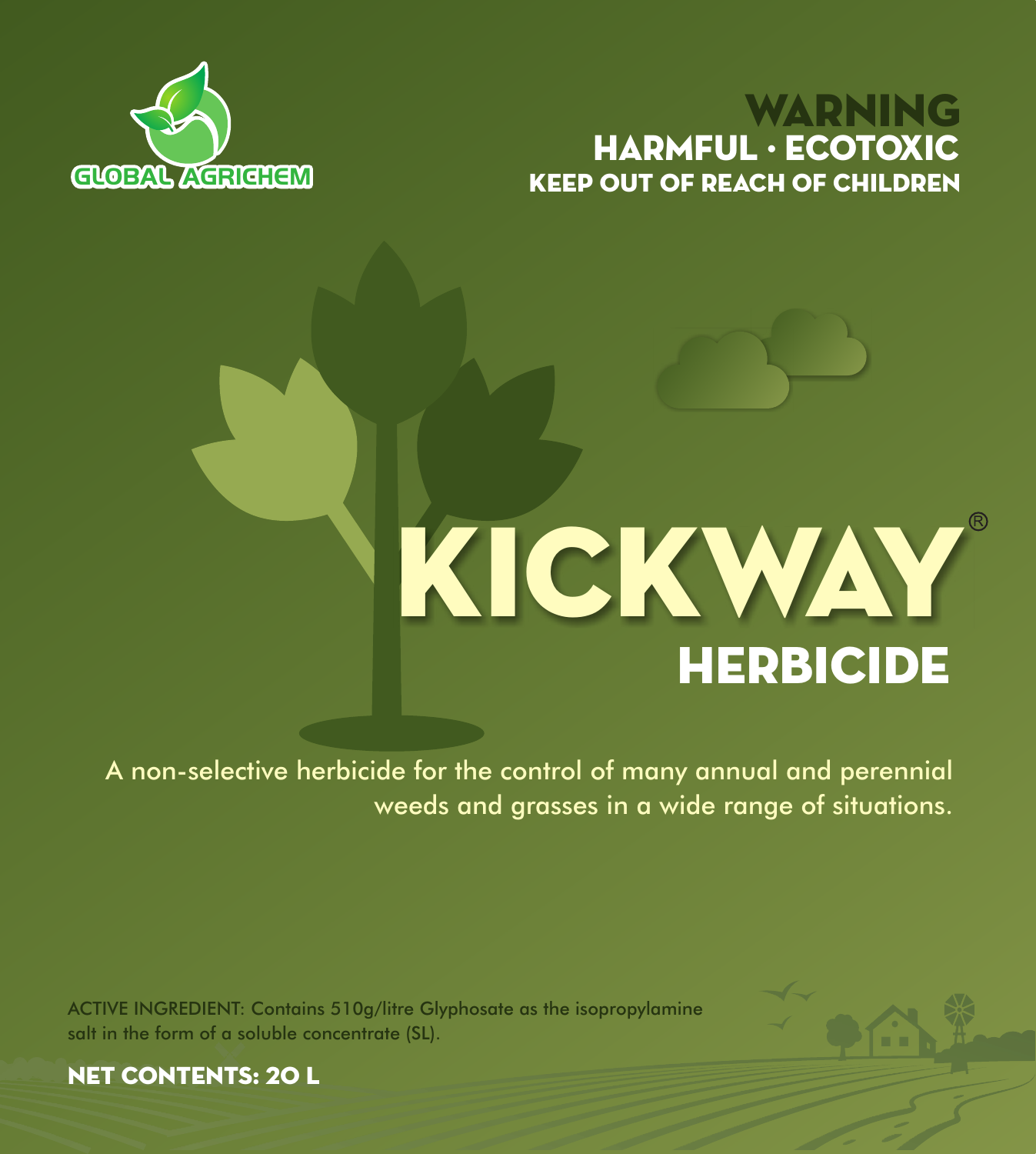GLOBAL AGRICHEM

**WARNING**
**HARMFUL · ECOTOXIC**
**KEEP OUT OF REACH OF CHILDREN**

# KICKWAY®

## HERBICIDE

A non-selective herbicide for the control of many annual and perennial weeds and grasses in a wide range of situations.

ACTIVE INGREDIENT: Contains 510g/litre Glyphosate as the isopropylamine salt in the form of a soluble concentrate (SL).

**NET CONTENTS: 20 L**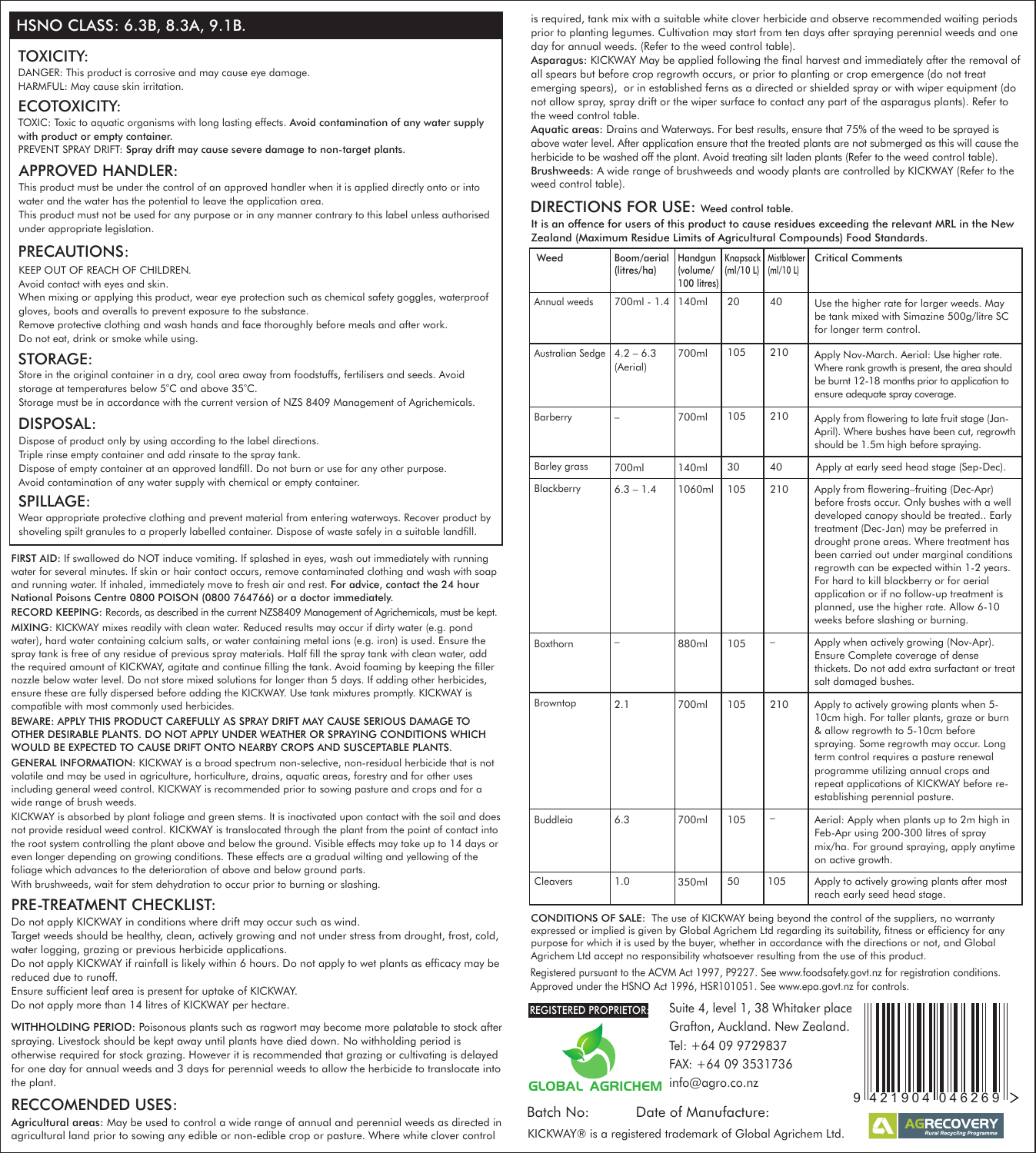## HSNO CLASS: 6.3B, 8.3A, 9.1B.

### TOXICITY:

DANGER: This product is corrosive and may cause eye damage.
HARMFUL: May cause skin irritation.

### ECOTOXICITY:

TOXIC: Toxic to aquatic organisms with long lasting effects. **Avoid contamination of any water supply with product or empty container.**
PREVENT SPRAY DRIFT: **Spray drift may cause severe damage to non-target plants.**

### APPROVED HANDLER:

This product must be under the control of an approved handler when it is applied directly onto or into water and the water has the potential to leave the application area.
This product must not be used for any purpose or in any manner contrary to this label unless authorised under appropriate legislation.

### PRECAUTIONS:

KEEP OUT OF REACH OF CHILDREN.
Avoid contact with eyes and skin.
When mixing or applying this product, wear eye protection such as chemical safety goggles, waterproof gloves, boots and overalls to prevent exposure to the substance.
Remove protective clothing and wash hands and face thoroughly before meals and after work.
Do not eat, drink or smoke while using.

### STORAGE:

Store in the original container in a dry, cool area away from foodstuffs, fertilisers and seeds. Avoid storage at temperatures below 5°C and above 35°C.
Storage must be in accordance with the current version of NZS 8409 Management of Agrichemicals.

### DISPOSAL:

Dispose of product only by using according to the label directions.
Triple rinse empty container and add rinsate to the spray tank.
Dispose of empty container at an approved landfill. Do not burn or use for any other purpose.
Avoid contamination of any water supply with chemical or empty container.

### SPILLAGE:

Wear appropriate protective clothing and prevent material from entering waterways. Recover product by shoveling spilt granules to a properly labelled container. Dispose of waste safely in a suitable landfill.

**FIRST AID**: If swallowed do NOT induce vomiting. If splashed in eyes, wash out immediately with running water for several minutes. If skin or hair contact occurs, remove contaminated clothing and wash with soap and running water. If inhaled, immediately move to fresh air and rest. **For advice, contact the 24 hour National Poisons Centre 0800 POISON (0800 764766) or a doctor immediately.**

**RECORD KEEPING**: Records, as described in the current NZS8409 Management of Agrichemicals, must be kept.

**MIXING**: KICKWAY mixes readily with clean water. Reduced results may occur if dirty water (e.g. pond water), hard water containing calcium salts, or water containing metal ions (e.g. iron) is used. Ensure the spray tank is free of any residue of previous spray materials. Half fill the spray tank with clean water, add the required amount of KICKWAY, agitate and continue filling the tank. Avoid foaming by keeping the filler nozzle below water level. Do not store mixed solutions for longer than 5 days. If adding other herbicides, ensure these are fully dispersed before adding the KICKWAY. Use tank mixtures promptly. KICKWAY is compatible with most commonly used herbicides.

**BEWARE: APPLY THIS PRODUCT CAREFULLY AS SPRAY DRIFT MAY CAUSE SERIOUS DAMAGE TO OTHER DESIRABLE PLANTS. DO NOT APPLY UNDER WEATHER OR SPRAYING CONDITIONS WHICH WOULD BE EXPECTED TO CAUSE DRIFT ONTO NEARBY CROPS AND SUSCEPTABLE PLANTS.**

**GENERAL INFORMATION**: KICKWAY is a broad spectrum non-selective, non-residual herbicide that is not volatile and may be used in agriculture, horticulture, drains, aquatic areas, forestry and for other uses including general weed control. KICKWAY is recommended prior to sowing pasture and crops and for a wide range of brush weeds.

KICKWAY is absorbed by plant foliage and green stems. It is inactivated upon contact with the soil and does not provide residual weed control. KICKWAY is translocated through the plant from the point of contact into the root system controlling the plant above and below the ground. Visible effects may take up to 14 days or even longer depending on growing conditions. These effects are a gradual wilting and yellowing of the foliage which advances to the deterioration of above and below ground parts.
With brushweeds, wait for stem dehydration to occur prior to burning or slashing.

### PRE-TREATMENT CHECKLIST:

Do not apply KICKWAY in conditions where drift may occur such as wind.
Target weeds should be healthy, clean, actively growing and not under stress from drought, frost, cold, water logging, grazing or previous herbicide applications.
Do not apply KICKWAY if rainfall is likely within 6 hours. Do not apply to wet plants as efficacy may be reduced due to runoff.
Ensure sufficient leaf area is present for uptake of KICKWAY.
Do not apply more than 14 litres of KICKWAY per hectare.

**WITHHOLDING PERIOD**: Poisonous plants such as ragwort may become more palatable to stock after spraying. Livestock should be kept away until plants have died down. No withholding period is otherwise required for stock grazing. However it is recommended that grazing or cultivating is delayed for one day for annual weeds and 3 days for perennial weeds to allow the herbicide to translocate into the plant.

### RECCOMENDED USES:

**Agricultural areas**: May be used to control a wide range of annual and perennial weeds as directed in agricultural land prior to sowing any edible or non-edible crop or pasture. Where white clover control is required, tank mix with a suitable white clover herbicide and observe recommended waiting periods prior to planting legumes. Cultivation may start from ten days after spraying perennial weeds and one day for annual weeds. (Refer to the weed control table).

**Asparagus**: KICKWAY May be applied following the final harvest and immediately after the removal of all spears but before crop regrowth occurs, or prior to planting or crop emergence (do not treat emerging spears), or in established ferns as a directed or shielded spray or with wiper equipment (do not allow spray, spray drift or the wiper surface to contact any part of the asparagus plants). Refer to the weed control table.

**Aquatic areas**: Drains and Waterways. For best results, ensure that 75% of the weed to be sprayed is above water level. After application ensure that the treated plants are not submerged as this will cause the herbicide to be washed off the plant. Avoid treating silt laden plants (Refer to the weed control table).

**Brushweeds**: A wide range of brushweeds and woody plants are controlled by KICKWAY (Refer to the weed control table).

### DIRECTIONS FOR USE: Weed control table.

**It is an offence for users of this product to cause residues exceeding the relevant MRL in the New Zealand (Maximum Residue Limits of Agricultural Compounds) Food Standards.**

| Weed | Boom/aerial (litres/ha) | Handgun (volume/ 100 litres) | Knapsack (ml/10 L) | Mistblower (ml/10 L) | Critical Comments |
|---|---|---|---|---|---|
| Annual weeds | 700ml - 1.4 | 140ml | 20 | 40 | Use the higher rate for larger weeds. May be tank mixed with Simazine 500g/litre SC for longer term control. |
| Australian Sedge | 4.2 – 6.3 (Aerial) | 700ml | 105 | 210 | Apply Nov-March. Aerial: Use higher rate. Where rank growth is present, the area should be burnt 12-18 months prior to application to ensure adequate spray coverage. |
| Barberry | – | 700ml | 105 | 210 | Apply from flowering to late fruit stage (Jan-April). Where bushes have been cut, regrowth should be 1.5m high before spraying. |
| Barley grass | 700ml | 140ml | 30 | 40 | Apply at early seed head stage (Sep-Dec). |
| Blackberry | 6.3 – 1.4 | 1060ml | 105 | 210 | Apply from flowering–fruiting (Dec-Apr) before frosts occur. Only bushes with a well developed canopy should be treated.. Early treatment (Dec-Jan) may be preferred in drought prone areas. Where treatment has been carried out under marginal conditions regrowth can be expected within 1-2 years. For hard to kill blackberry or for aerial application or if no follow-up treatment is planned, use the higher rate. Allow 6-10 weeks before slashing or burning. |
| Boxthorn | – | 880ml | 105 | – | Apply when actively growing (Nov-Apr). Ensure Complete coverage of dense thickets. Do not add extra surfactant or treat salt damaged bushes. |
| Browntop | 2.1 | 700ml | 105 | 210 | Apply to actively growing plants when 5-10cm high. For taller plants, graze or burn & allow regrowth to 5-10cm before spraying. Some regrowth may occur. Long term control requires a pasture renewal programme utilizing annual crops and repeat applications of KICKWAY before re-establishing perennial pasture. |
| Buddleia | 6.3 | 700ml | 105 | – | Aerial: Apply when plants up to 2m high in Feb-Apr using 200-300 litres of spray mix/ha. For ground spraying, apply anytime on active growth. |
| Cleavers | 1.0 | 350ml | 50 | 105 | Apply to actively growing plants after most reach early seed head stage. |

**CONDITIONS OF SALE**: The use of KICKWAY being beyond the control of the suppliers, no warranty expressed or implied is given by Global Agrichem Ltd regarding its suitability, fitness or efficiency for any purpose for which it is used by the buyer, whether in accordance with the directions or not, and Global Agrichem Ltd accept no responsibility whatsoever resulting from the use of this product.

Registered pursuant to the ACVM Act 1997, P9227. See www.foodsafety.govt.nz for registration conditions. Approved under the HSNO Act 1996, HSR101051. See www.epa.govt.nz for controls.

REGISTERED PROPRIETOR:

GLOBAL AGRICHEM

Suite 4, level 1, 38 Whitaker place
Grafton, Auckland. New Zealand.
Tel: +64 09 9729837
FAX: +64 09 3531736
info@agro.co.nz

9 421904 046269

Batch No: Date of Manufacture:

KICKWAY® is a registered trademark of Global Agrichem Ltd.

AGRECOVERY Rural Recycling Programme